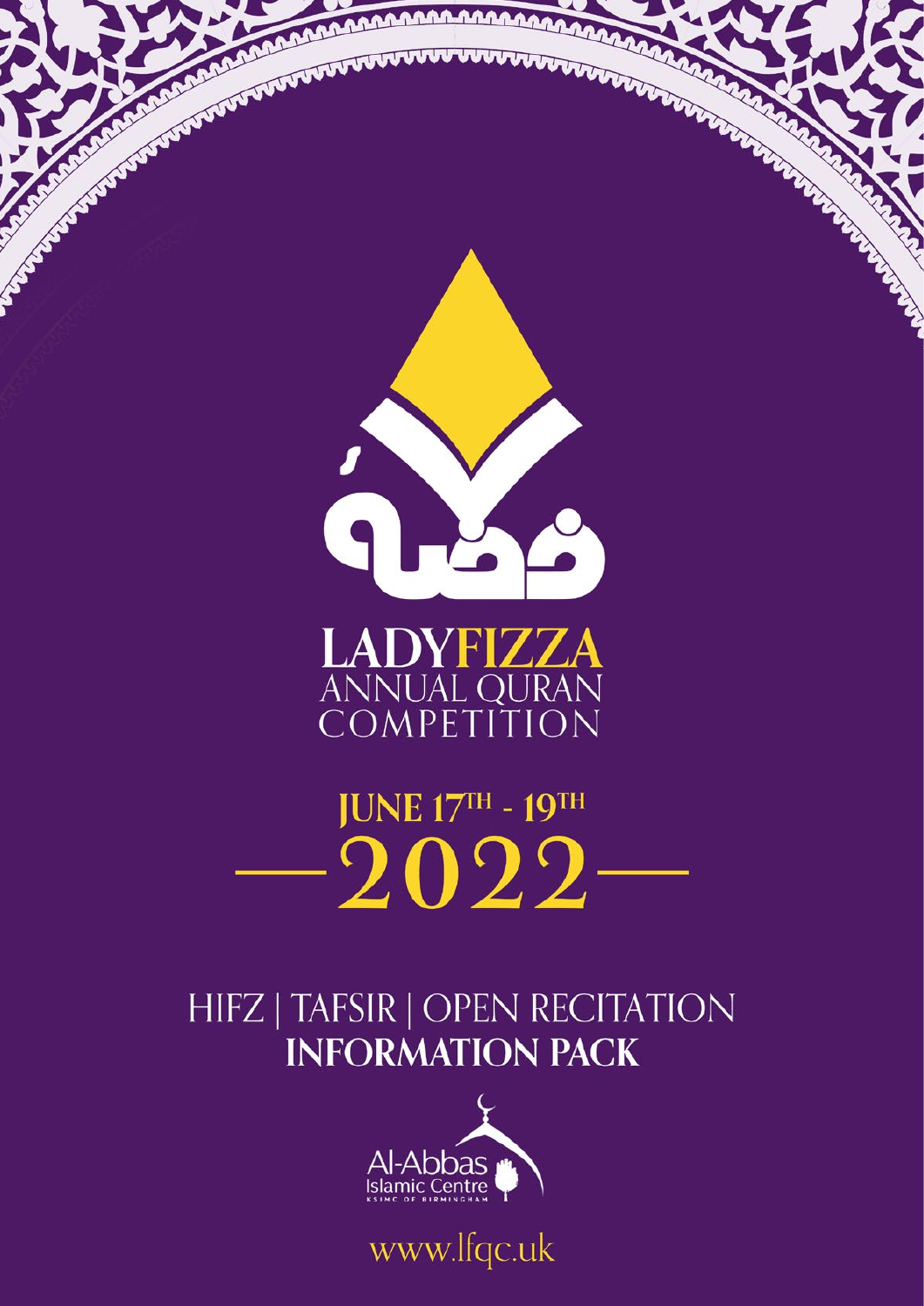فضة

# LADY FIZZA
## ANNUAL QURAN COMPETITION

## JUNE 17TH - 19TH
## 2022

HIFZ | TAFSIR | OPEN RECITATION
**INFORMATION PACK**

Al-Abbas Islamic Centre
KSIMC OF BIRMINGHAM

www.lfqc.uk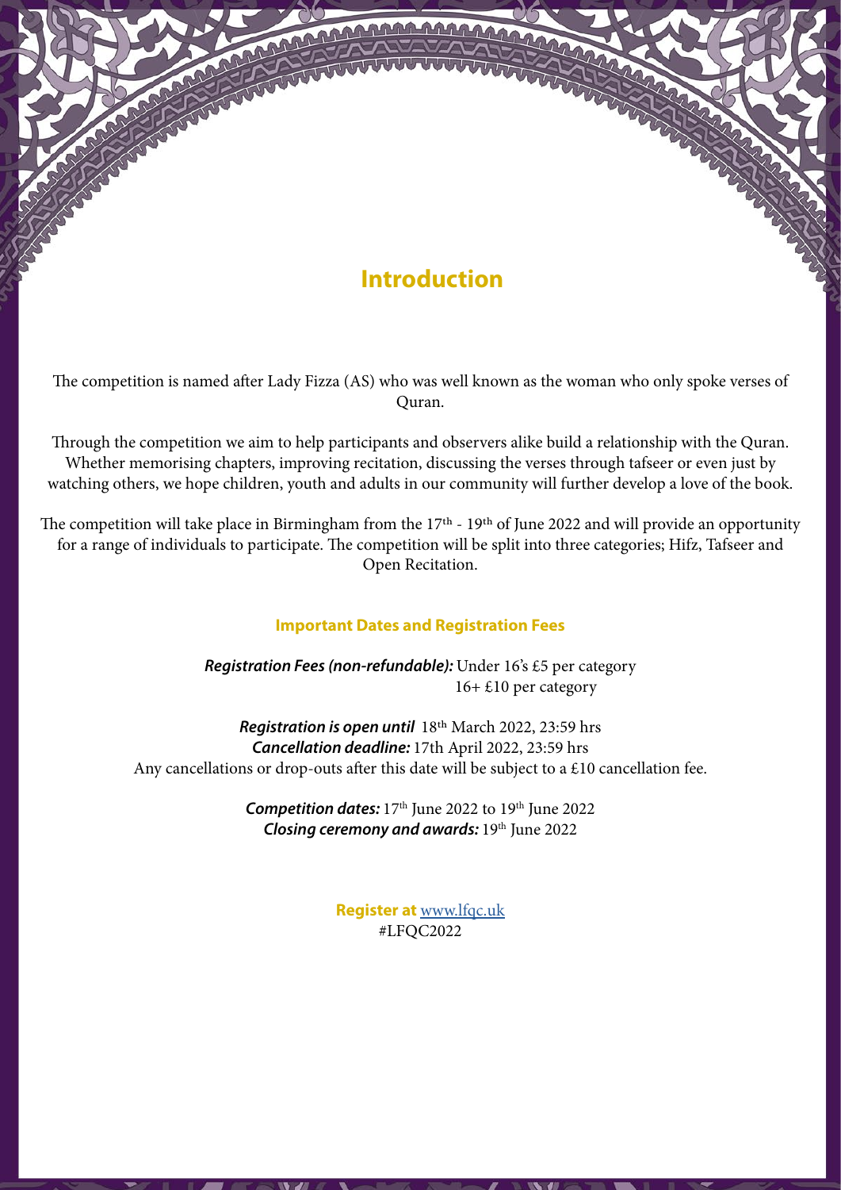# Introduction

The competition is named after Lady Fizza (AS) who was well known as the woman who only spoke verses of Quran.

Through the competition we aim to help participants and observers alike build a relationship with the Quran. Whether memorising chapters, improving recitation, discussing the verses through tafseer or even just by watching others, we hope children, youth and adults in our community will further develop a love of the book.

The competition will take place in Birmingham from the 17th - 19th of June 2022 and will provide an opportunity for a range of individuals to participate. The competition will be split into three categories; Hifz, Tafseer and Open Recitation.

## Important Dates and Registration Fees

***Registration Fees (non-refundable):*** Under 16's £5 per category
16+ £10 per category

***Registration is open until*** 18th March 2022, 23:59 hrs
***Cancellation deadline:*** 17th April 2022, 23:59 hrs
Any cancellations or drop-outs after this date will be subject to a £10 cancellation fee.

***Competition dates:*** 17th June 2022 to 19th June 2022
***Closing ceremony and awards:*** 19th June 2022

**Register at** www.lfqc.uk
#LFQC2022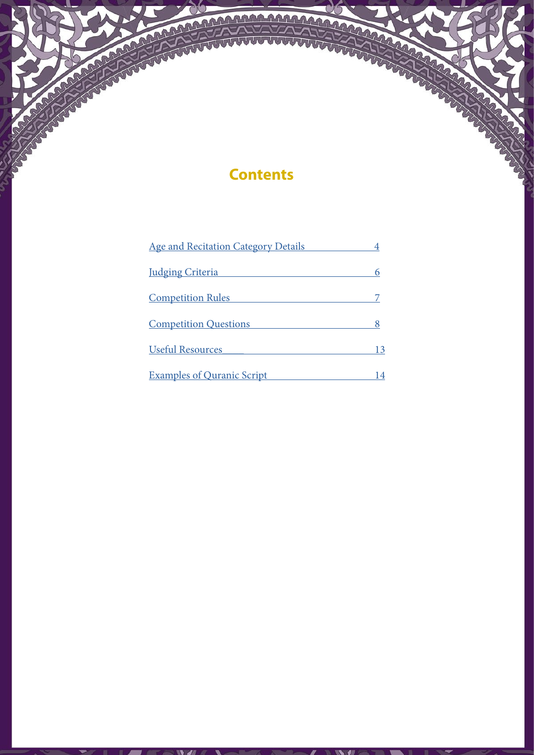# Contents

| | |
|---|---|
| Age and Recitation Category Details | 4 |
| Judging Criteria | 6 |
| Competition Rules | 7 |
| Competition Questions | 8 |
| Useful Resources | 13 |
| Examples of Quranic Script | 14 |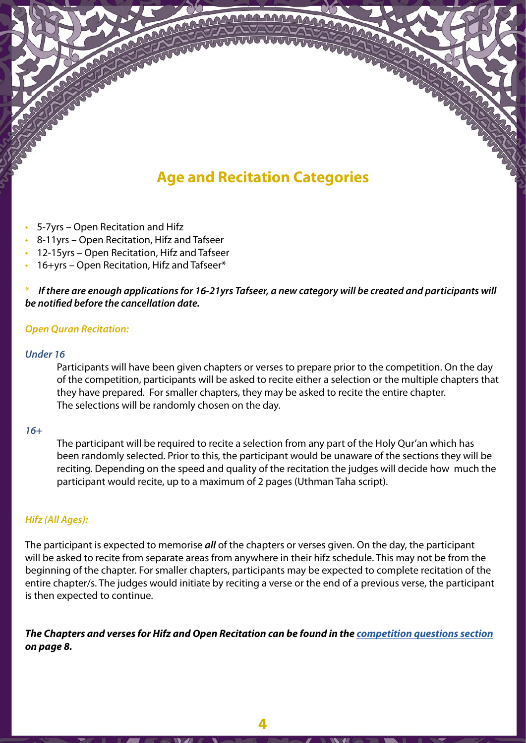## Age and Recitation Categories

- 5-7yrs – Open Recitation and Hifz
- 8-11yrs – Open Recitation, Hifz and Tafseer
- 12-15yrs – Open Recitation, Hifz and Tafseer
- 16+yrs – Open Recitation, Hifz and Tafseer*

\* ***If there are enough applications for 16-21yrs Tafseer, a new category will be created and participants will be notified before the cancellation date.***

*Open Quran Recitation:*

*Under 16*

Participants will have been given chapters or verses to prepare prior to the competition. On the day of the competition, participants will be asked to recite either a selection or the multiple chapters that they have prepared. For smaller chapters, they may be asked to recite the entire chapter. The selections will be randomly chosen on the day.

*16+*

The participant will be required to recite a selection from any part of the Holy Qur'an which has been randomly selected. Prior to this, the participant would be unaware of the sections they will be reciting. Depending on the speed and quality of the recitation the judges will decide how much the participant would recite, up to a maximum of 2 pages (Uthman Taha script).

*Hifz (All Ages):*

The participant is expected to memorise ***all*** of the chapters or verses given. On the day, the participant will be asked to recite from separate areas from anywhere in their hifz schedule. This may not be from the beginning of the chapter. For smaller chapters, participants may be expected to complete recitation of the entire chapter/s. The judges would initiate by reciting a verse or the end of a previous verse, the participant is then expected to continue.

***The Chapters and verses for Hifz and Open Recitation can be found in the competition questions section on page 8.***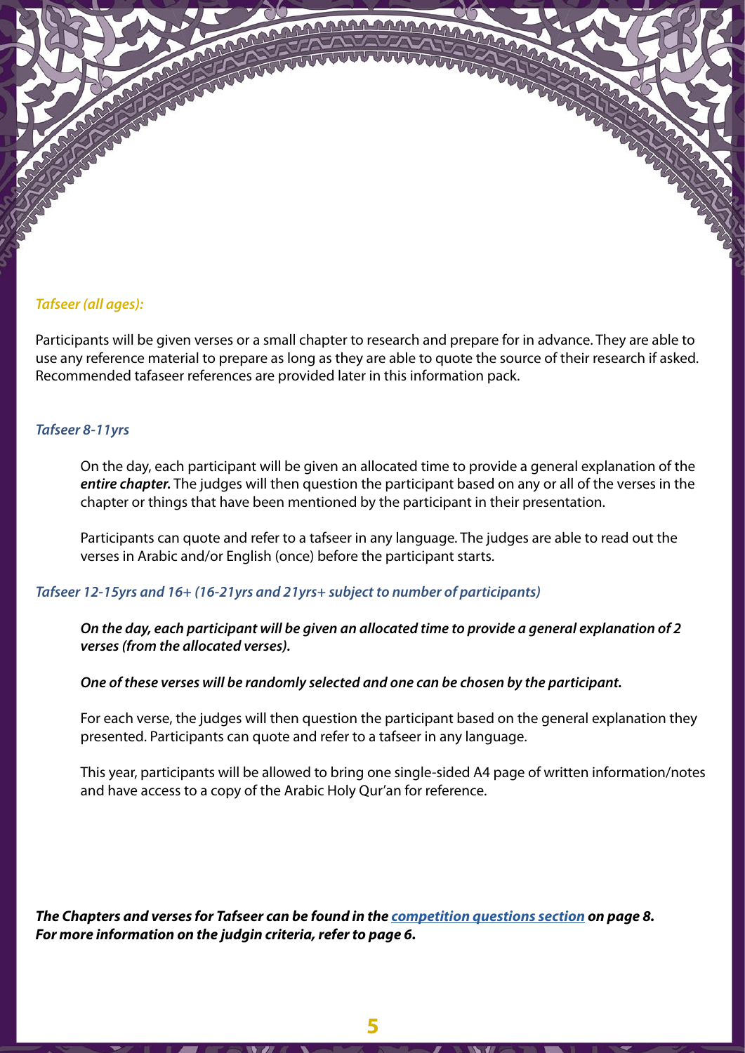### *Tafseer (all ages):*

Participants will be given verses or a small chapter to research and prepare for in advance. They are able to use any reference material to prepare as long as they are able to quote the source of their research if asked. Recommended tafaseer references are provided later in this information pack.

#### *Tafseer 8-11yrs*

On the day, each participant will be given an allocated time to provide a general explanation of the ***entire chapter.*** The judges will then question the participant based on any or all of the verses in the chapter or things that have been mentioned by the participant in their presentation.

Participants can quote and refer to a tafseer in any language. The judges are able to read out the verses in Arabic and/or English (once) before the participant starts.

#### *Tafseer 12-15yrs and 16+ (16-21yrs and 21yrs+ subject to number of participants)*

***On the day, each participant will be given an allocated time to provide a general explanation of 2 verses (from the allocated verses).***

***One of these verses will be randomly selected and one can be chosen by the participant.***

For each verse, the judges will then question the participant based on the general explanation they presented. Participants can quote and refer to a tafseer in any language.

This year, participants will be allowed to bring one single-sided A4 page of written information/notes and have access to a copy of the Arabic Holy Qur'an for reference.

***The Chapters and verses for Tafseer can be found in the competition questions section on page 8.***
***For more information on the judgin criteria, refer to page 6.***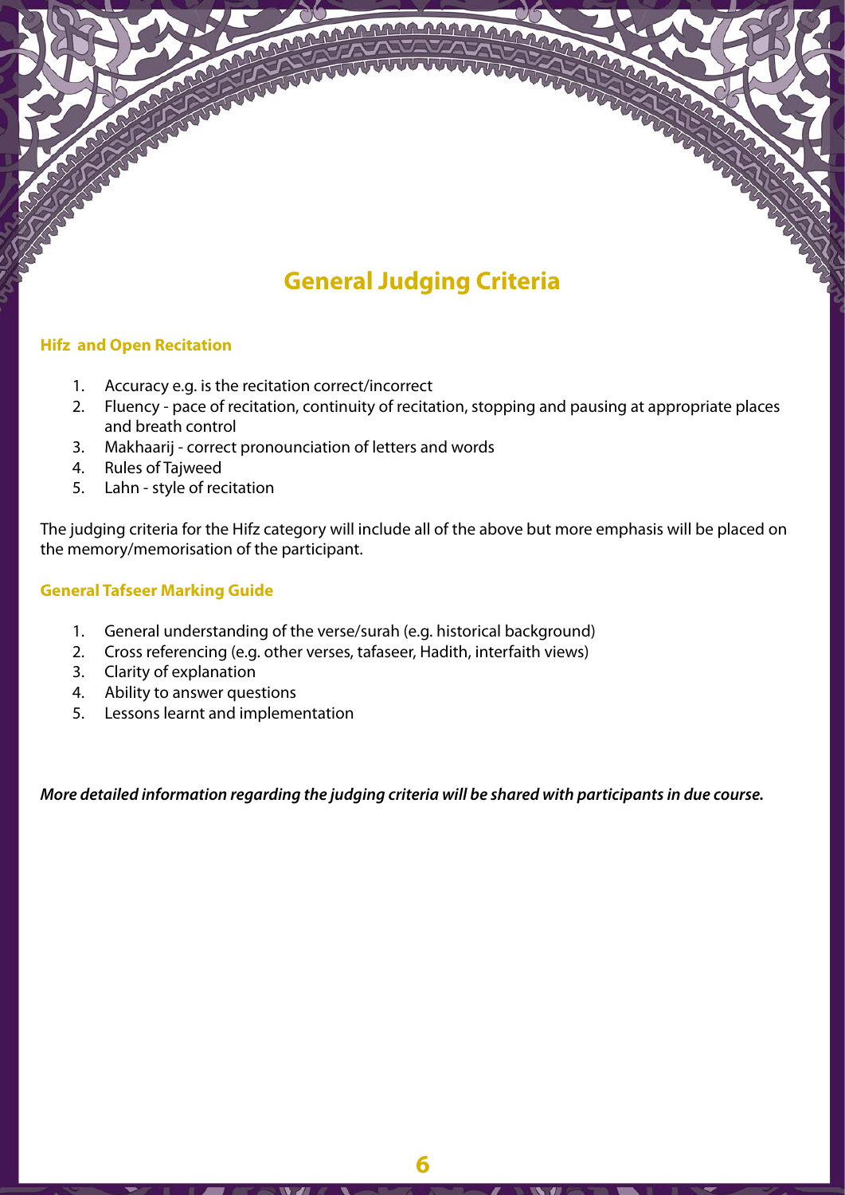# General Judging Criteria

### Hifz and Open Recitation

1. Accuracy e.g. is the recitation correct/incorrect
2. Fluency - pace of recitation, continuity of recitation, stopping and pausing at appropriate places and breath control
3. Makhaarij - correct pronounciation of letters and words
4. Rules of Tajweed
5. Lahn - style of recitation

The judging criteria for the Hifz category will include all of the above but more emphasis will be placed on the memory/memorisation of the participant.

### General Tafseer Marking Guide

1. General understanding of the verse/surah (e.g. historical background)
2. Cross referencing (e.g. other verses, tafaseer, Hadith, interfaith views)
3. Clarity of explanation
4. Ability to answer questions
5. Lessons learnt and implementation

***More detailed information regarding the judging criteria will be shared with participants in due course.***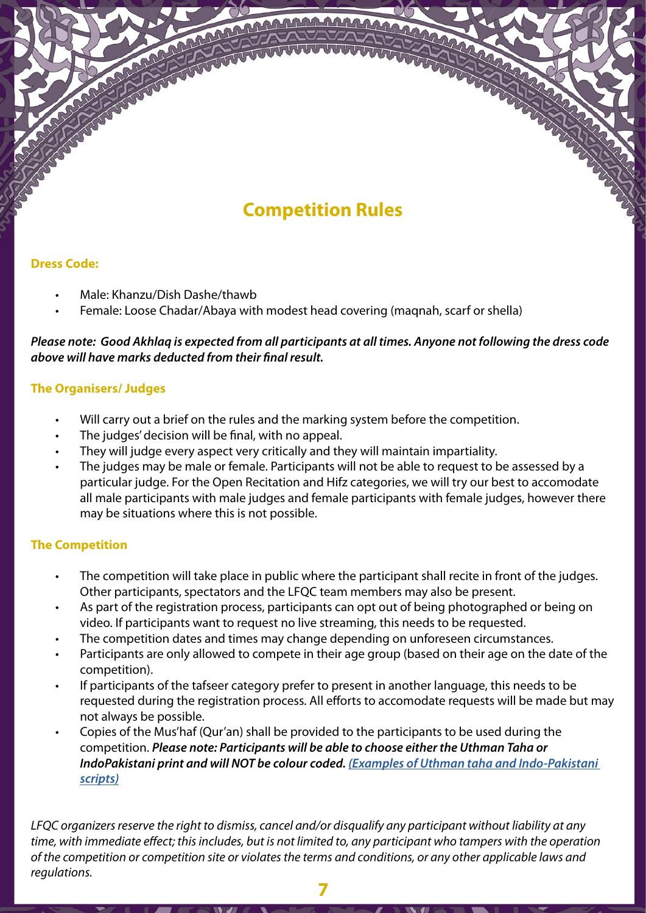# Competition Rules

## Dress Code:

- Male: Khanzu/Dish Dashe/thawb
- Female: Loose Chadar/Abaya with modest head covering (maqnah, scarf or shella)

***Please note: Good Akhlaq is expected from all participants at all times. Anyone not following the dress code above will have marks deducted from their final result.***

## The Organisers/ Judges

- Will carry out a brief on the rules and the marking system before the competition.
- The judges' decision will be final, with no appeal.
- They will judge every aspect very critically and they will maintain impartiality.
- The judges may be male or female. Participants will not be able to request to be assessed by a particular judge. For the Open Recitation and Hifz categories, we will try our best to accomodate all male participants with male judges and female participants with female judges, however there may be situations where this is not possible.

## The Competition

- The competition will take place in public where the participant shall recite in front of the judges. Other participants, spectators and the LFQC team members may also be present.
- As part of the registration process, participants can opt out of being photographed or being on video. If participants want to request no live streaming, this needs to be requested.
- The competition dates and times may change depending on unforeseen circumstances.
- Participants are only allowed to compete in their age group (based on their age on the date of the competition).
- If participants of the tafseer category prefer to present in another language, this needs to be requested during the registration process. All efforts to accomodate requests will be made but may not always be possible.
- Copies of the Mus'haf (Qur'an) shall be provided to the participants to be used during the competition. ***Please note: Participants will be able to choose either the Uthman Taha or IndoPakistani print and will NOT be colour coded. (Examples of Uthman taha and Indo-Pakistani scripts)***

*LFQC organizers reserve the right to dismiss, cancel and/or disqualify any participant without liability at any time, with immediate effect; this includes, but is not limited to, any participant who tampers with the operation of the competition or competition site or violates the terms and conditions, or any other applicable laws and regulations.*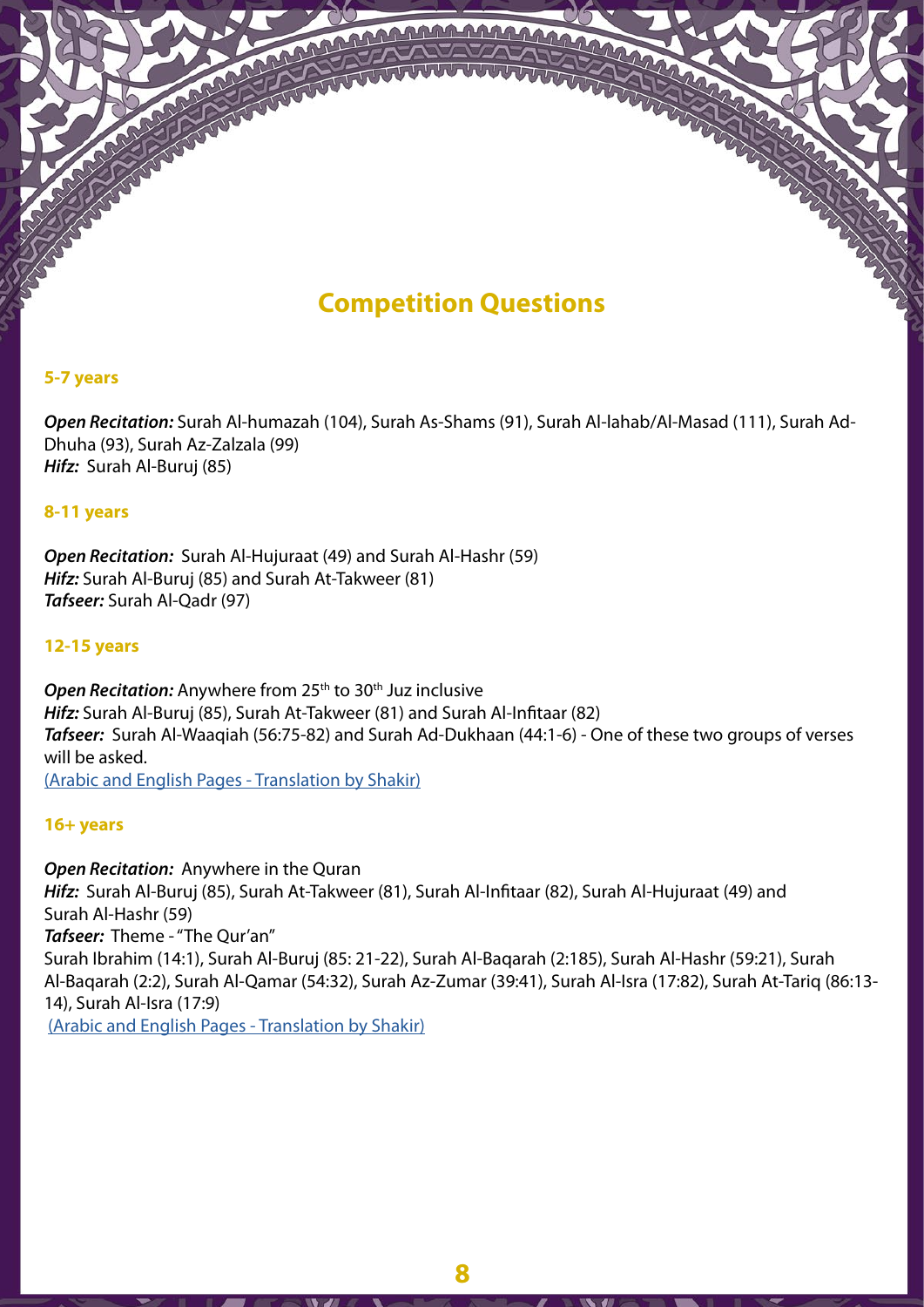# Competition Questions

## 5-7 years

***Open Recitation:*** Surah Al-humazah (104), Surah As-Shams (91), Surah Al-lahab/Al-Masad (111), Surah Ad-Dhuha (93), Surah Az-Zalzala (99)
***Hifz:*** Surah Al-Buruj (85)

## 8-11 years

***Open Recitation:*** Surah Al-Hujuraat (49) and Surah Al-Hashr (59)
***Hifz:*** Surah Al-Buruj (85) and Surah At-Takweer (81)
***Tafseer:*** Surah Al-Qadr (97)

## 12-15 years

***Open Recitation:*** Anywhere from 25th to 30th Juz inclusive
***Hifz:*** Surah Al-Buruj (85), Surah At-Takweer (81) and Surah Al-Infitaar (82)
***Tafseer:*** Surah Al-Waaqiah (56:75-82) and Surah Ad-Dukhaan (44:1-6) - One of these two groups of verses will be asked.
(Arabic and English Pages - Translation by Shakir)

## 16+ years

***Open Recitation:*** Anywhere in the Quran
***Hifz:*** Surah Al-Buruj (85), Surah At-Takweer (81), Surah Al-Infitaar (82), Surah Al-Hujuraat (49) and Surah Al-Hashr (59)
***Tafseer:*** Theme - "The Qur'an"
Surah Ibrahim (14:1), Surah Al-Buruj (85: 21-22), Surah Al-Baqarah (2:185), Surah Al-Hashr (59:21), Surah Al-Baqarah (2:2), Surah Al-Qamar (54:32), Surah Az-Zumar (39:41), Surah Al-Isra (17:82), Surah At-Tariq (86:13-14), Surah Al-Isra (17:9)
(Arabic and English Pages - Translation by Shakir)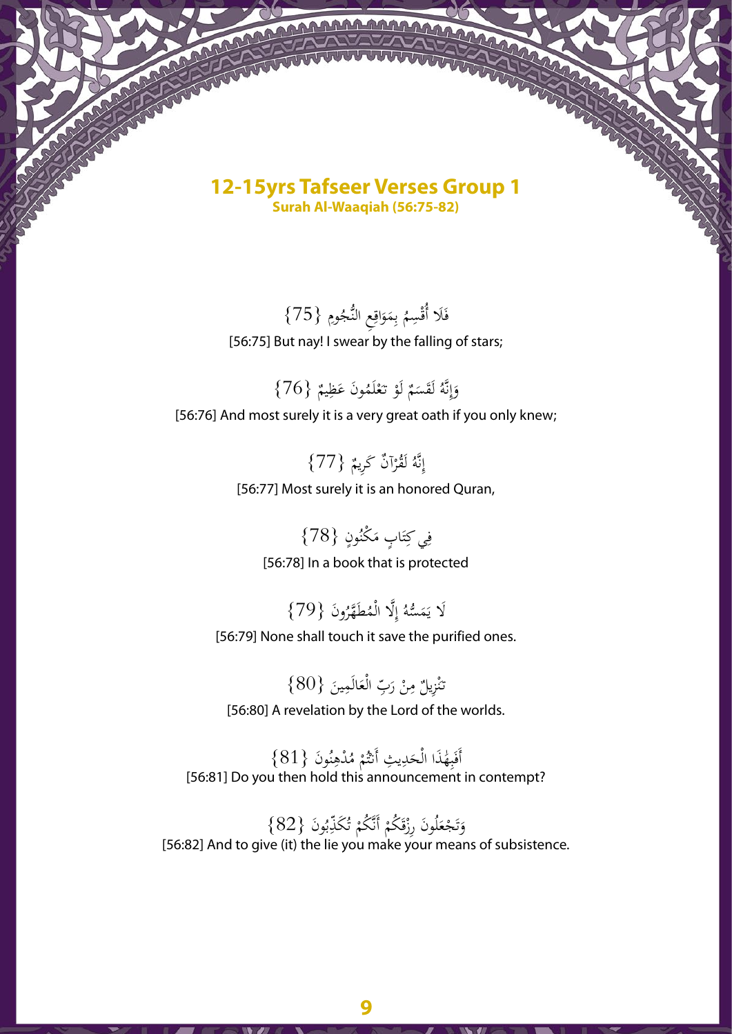# 12-15yrs Tafseer Verses Group 1

**Surah Al-Waaqiah (56:75-82)**

فَلَا أُقْسِمُ بِمَوَاقِعِ النُّجُومِ {75}

[56:75] But nay! I swear by the falling of stars;

وَإِنَّهُ لَقَسَمٌ لَوْ تَعْلَمُونَ عَظِيمٌ {76}

[56:76] And most surely it is a very great oath if you only knew;

إِنَّهُ لَقُرْآنٌ كَرِيمٌ {77}

[56:77] Most surely it is an honored Quran,

فِي كِتَابٍ مَكْنُونٍ {78}

[56:78] In a book that is protected

لَا يَمَسُّهُ إِلَّا الْمُطَهَّرُونَ {79}

[56:79] None shall touch it save the purified ones.

تَنْزِيلٌ مِنْ رَبِّ الْعَالَمِينَ {80}

[56:80] A revelation by the Lord of the worlds.

أَفَبِهَٰذَا الْحَدِيثِ أَنْتُمْ مُدْهِنُونَ {81}

[56:81] Do you then hold this announcement in contempt?

وَتَجْعَلُونَ رِزْقَكُمْ أَنَّكُمْ تُكَذِّبُونَ {82}

[56:82] And to give (it) the lie you make your means of subsistence.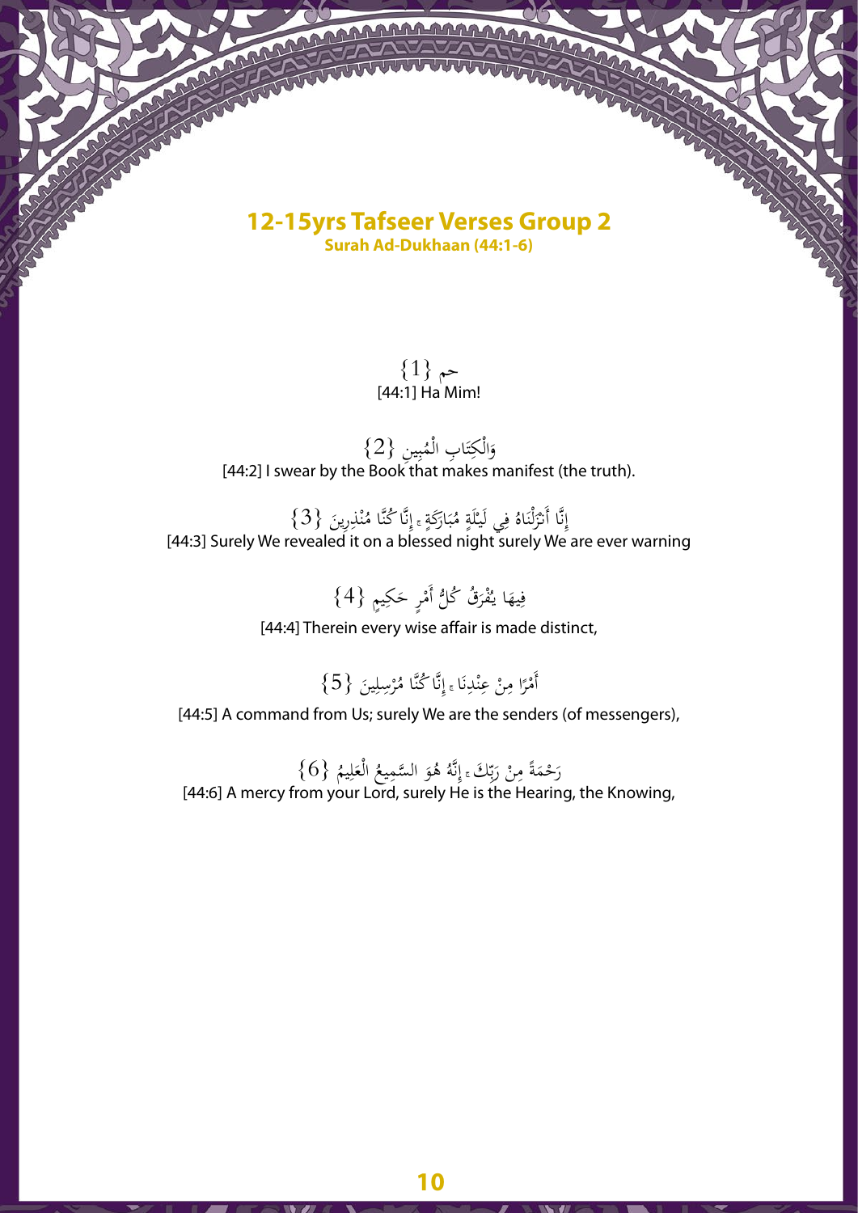# 12-15yrs Tafseer Verses Group 2

**Surah Ad-Dukhaan (44:1-6)**

حم {1}
[44:1] Ha Mim!

وَالْكِتَابِ الْمُبِينِ {2}
[44:2] I swear by the Book that makes manifest (the truth).

إِنَّا أَنْزَلْنَاهُ فِي لَيْلَةٍ مُبَارَكَةٍ ۚ إِنَّا كُنَّا مُنْذِرِينَ {3}
[44:3] Surely We revealed it on a blessed night surely We are ever warning

فِيهَا يُفْرَقُ كُلُّ أَمْرٍ حَكِيمٍ {4}
[44:4] Therein every wise affair is made distinct,

أَمْرًا مِنْ عِنْدِنَا ۚ إِنَّا كُنَّا مُرْسِلِينَ {5}
[44:5] A command from Us; surely We are the senders (of messengers),

رَحْمَةً مِنْ رَبِّكَ ۚ إِنَّهُ هُوَ السَّمِيعُ الْعَلِيمُ {6}
[44:6] A mercy from your Lord, surely He is the Hearing, the Knowing,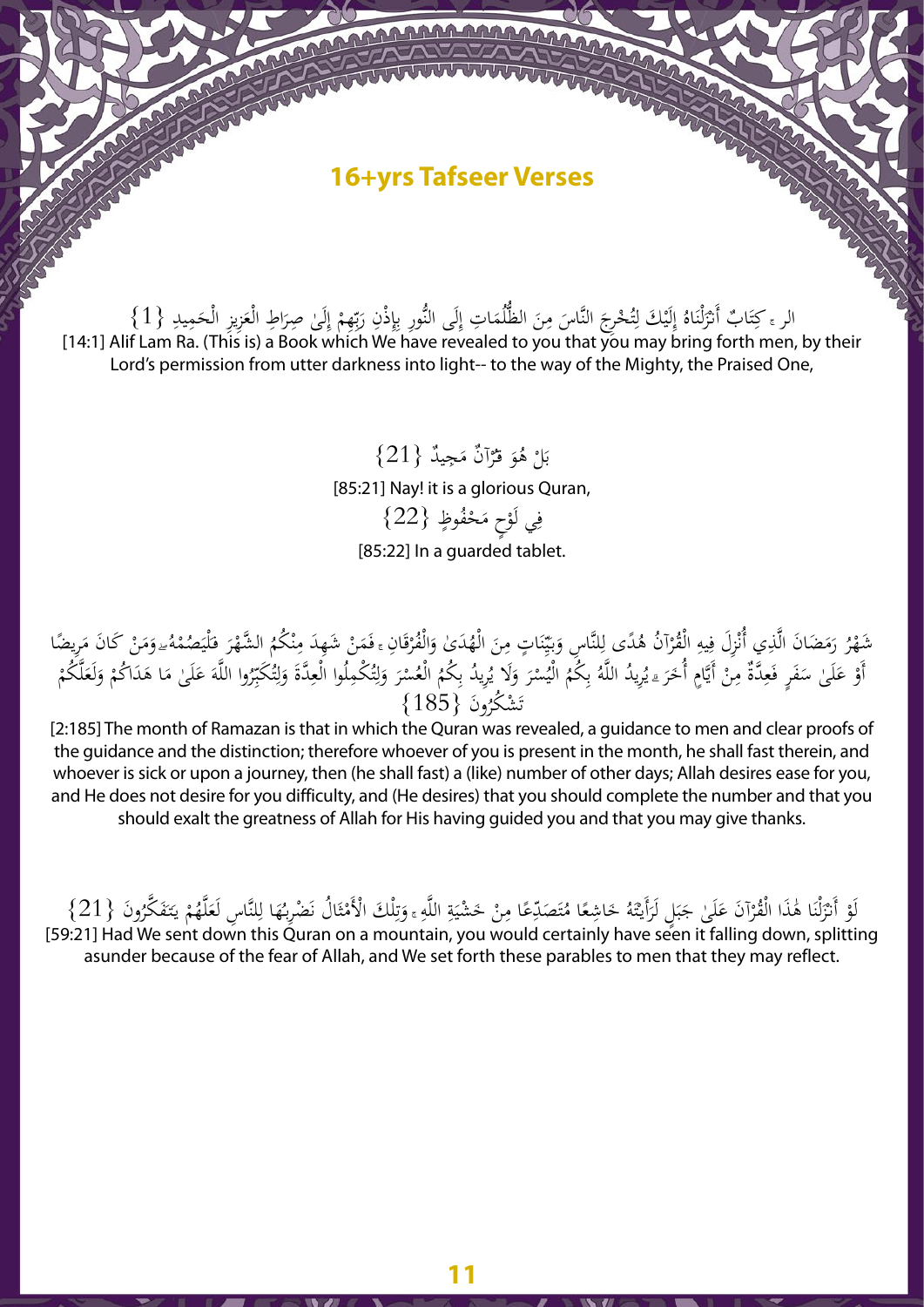# 16+yrs Tafseer Verses

الر ۚ كِتَابٌ أَنْزَلْنَاهُ إِلَيْكَ لِتُخْرِجَ النَّاسَ مِنَ الظُّلُمَاتِ إِلَى النُّورِ بِإِذْنِ رَبِّهِمْ إِلَىٰ صِرَاطِ الْعَزِيزِ الْحَمِيدِ {1}

[14:1] Alif Lam Ra. (This is) a Book which We have revealed to you that you may bring forth men, by their Lord's permission from utter darkness into light-- to the way of the Mighty, the Praised One,

بَلْ هُوَ قُرْآنٌ مَجِيدٌ {21}

[85:21] Nay! it is a glorious Quran,

فِي لَوْحٍ مَحْفُوظٍ {22}

[85:22] In a guarded tablet.

شَهْرُ رَمَضَانَ الَّذِي أُنْزِلَ فِيهِ الْقُرْآنُ هُدًى لِلنَّاسِ وَبَيِّنَاتٍ مِنَ الْهُدَىٰ وَالْفُرْقَانِ ۚ فَمَنْ شَهِدَ مِنْكُمُ الشَّهْرَ فَلْيَصُمْهُ ۖ وَمَنْ كَانَ مَرِيضًا أَوْ عَلَىٰ سَفَرٍ فَعِدَّةٌ مِنْ أَيَّامٍ أُخَرَ ۗ يُرِيدُ اللَّهُ بِكُمُ الْيُسْرَ وَلَا يُرِيدُ بِكُمُ الْعُسْرَ وَلِتُكْمِلُوا الْعِدَّةَ وَلِتُكَبِّرُوا اللَّهَ عَلَىٰ مَا هَدَاكُمْ وَلَعَلَّكُمْ تَشْكُرُونَ {185}

[2:185] The month of Ramazan is that in which the Quran was revealed, a guidance to men and clear proofs of the guidance and the distinction; therefore whoever of you is present in the month, he shall fast therein, and whoever is sick or upon a journey, then (he shall fast) a (like) number of other days; Allah desires ease for you, and He does not desire for you difficulty, and (He desires) that you should complete the number and that you should exalt the greatness of Allah for His having guided you and that you may give thanks.

لَوْ أَنْزَلْنَا هَٰذَا الْقُرْآنَ عَلَىٰ جَبَلٍ لَرَأَيْتَهُ خَاشِعًا مُتَصَدِّعًا مِنْ خَشْيَةِ اللَّهِ ۚ وَتِلْكَ الْأَمْثَالُ نَضْرِبُهَا لِلنَّاسِ لَعَلَّهُمْ يَتَفَكَّرُونَ {21}

[59:21] Had We sent down this Quran on a mountain, you would certainly have seen it falling down, splitting asunder because of the fear of Allah, and We set forth these parables to men that they may reflect.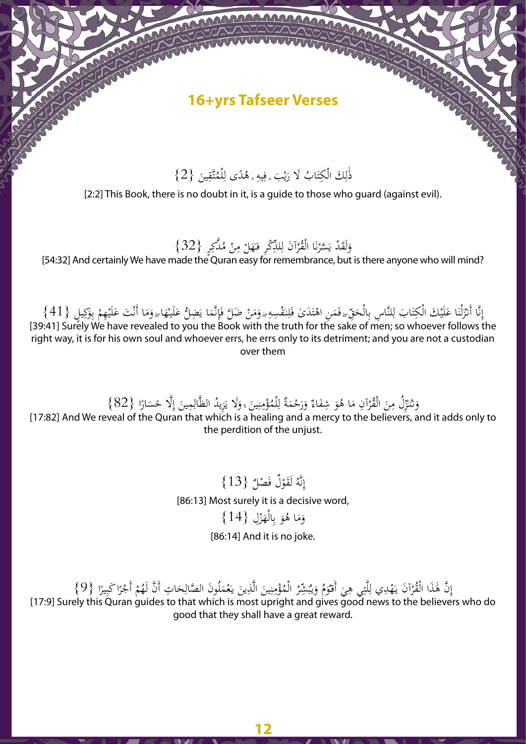## 16+yrs Tafseer Verses

ذَٰلِكَ الْكِتَابُ لَا رَيْبَ ۛ فِيهِ ۛ هُدًى لِلْمُتَّقِينَ {2}

[2:2] This Book, there is no doubt in it, is a guide to those who guard (against evil).

وَلَقَدْ يَسَّرْنَا الْقُرْآنَ لِلذِّكْرِ فَهَلْ مِنْ مُدَّكِرٍ {32}

[54:32] And certainly We have made the Quran easy for remembrance, but is there anyone who will mind?

إِنَّا أَنْزَلْنَا عَلَيْكَ الْكِتَابَ لِلنَّاسِ بِالْحَقِّ ۖ فَمَنِ اهْتَدَىٰ فَلِنَفْسِهِ ۖ وَمَنْ ضَلَّ فَإِنَّمَا يَضِلُّ عَلَيْهَا ۖ وَمَا أَنْتَ عَلَيْهِمْ بِوَكِيلٍ {41}

[39:41] Surely We have revealed to you the Book with the truth for the sake of men; so whoever follows the right way, it is for his own soul and whoever errs, he errs only to its detriment; and you are not a custodian over them

وَنُنَزِّلُ مِنَ الْقُرْآنِ مَا هُوَ شِفَاءٌ وَرَحْمَةٌ لِلْمُؤْمِنِينَ ۙ وَلَا يَزِيدُ الظَّالِمِينَ إِلَّا خَسَارًا {82}

[17:82] And We reveal of the Quran that which is a healing and a mercy to the believers, and it adds only to the perdition of the unjust.

إِنَّهُ لَقَوْلٌ فَصْلٌ {13}

[86:13] Most surely it is a decisive word,

وَمَا هُوَ بِالْهَزْلِ {14}

[86:14] And it is no joke.

إِنَّ هَٰذَا الْقُرْآنَ يَهْدِي لِلَّتِي هِيَ أَقْوَمُ وَيُبَشِّرُ الْمُؤْمِنِينَ الَّذِينَ يَعْمَلُونَ الصَّالِحَاتِ أَنَّ لَهُمْ أَجْرًا كَبِيرًا {9}

[17:9] Surely this Quran guides to that which is most upright and gives good news to the believers who do good that they shall have a great reward.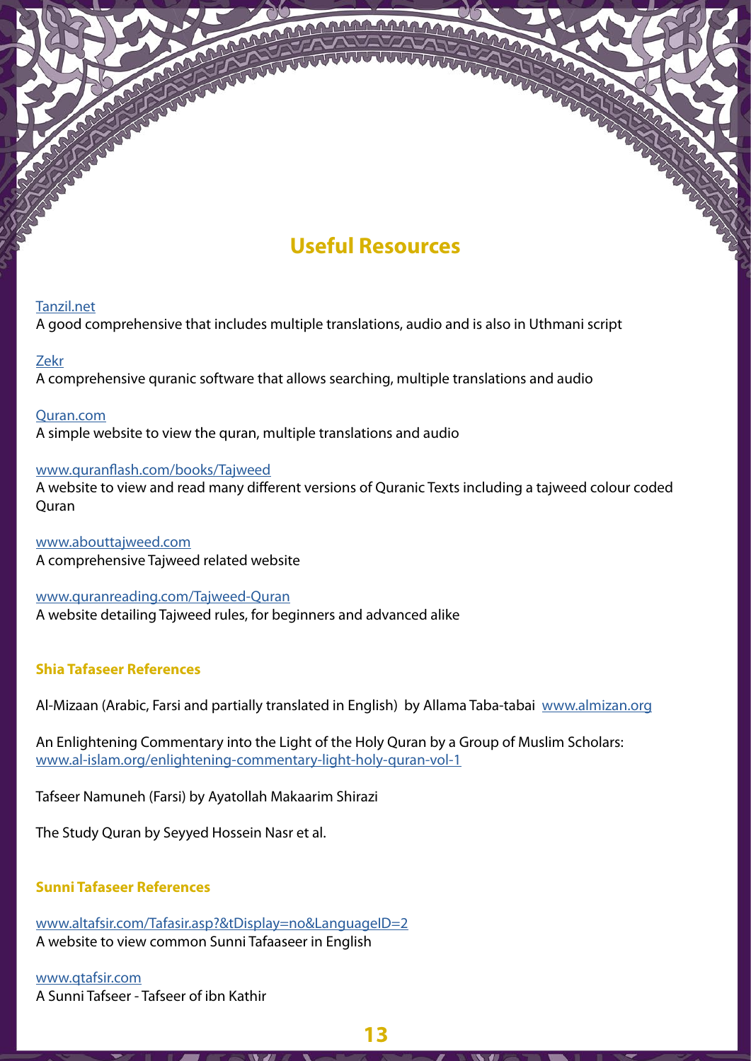## Useful Resources

[Tanzil.net](Tanzil.net)
A good comprehensive that includes multiple translations, audio and is also in Uthmani script

[Zekr](Zekr)
A comprehensive quranic software that allows searching, multiple translations and audio

[Quran.com](Quran.com)
A simple website to view the quran, multiple translations and audio

[www.quranflash.com/books/Tajweed](www.quranflash.com/books/Tajweed)
A website to view and read many different versions of Quranic Texts including a tajweed colour coded Quran

[www.abouttajweed.com](www.abouttajweed.com)
A comprehensive Tajweed related website

[www.quranreading.com/Tajweed-Quran](www.quranreading.com/Tajweed-Quran)
A website detailing Tajweed rules, for beginners and advanced alike

### Shia Tafaseer References

Al-Mizaan (Arabic, Farsi and partially translated in English) by Allama Taba-tabai [www.almizan.org](www.almizan.org)

An Enlightening Commentary into the Light of the Holy Quran by a Group of Muslim Scholars:
[www.al-islam.org/enlightening-commentary-light-holy-quran-vol-1](www.al-islam.org/enlightening-commentary-light-holy-quran-vol-1)

Tafseer Namuneh (Farsi) by Ayatollah Makaarim Shirazi

The Study Quran by Seyyed Hossein Nasr et al.

### Sunni Tafaseer References

[www.altafsir.com/Tafasir.asp?&tDisplay=no&LanguageID=2](www.altafsir.com/Tafasir.asp?&tDisplay=no&LanguageID=2)
A website to view common Sunni Tafaaseer in English

[www.qtafsir.com](www.qtafsir.com)
A Sunni Tafseer - Tafseer of ibn Kathir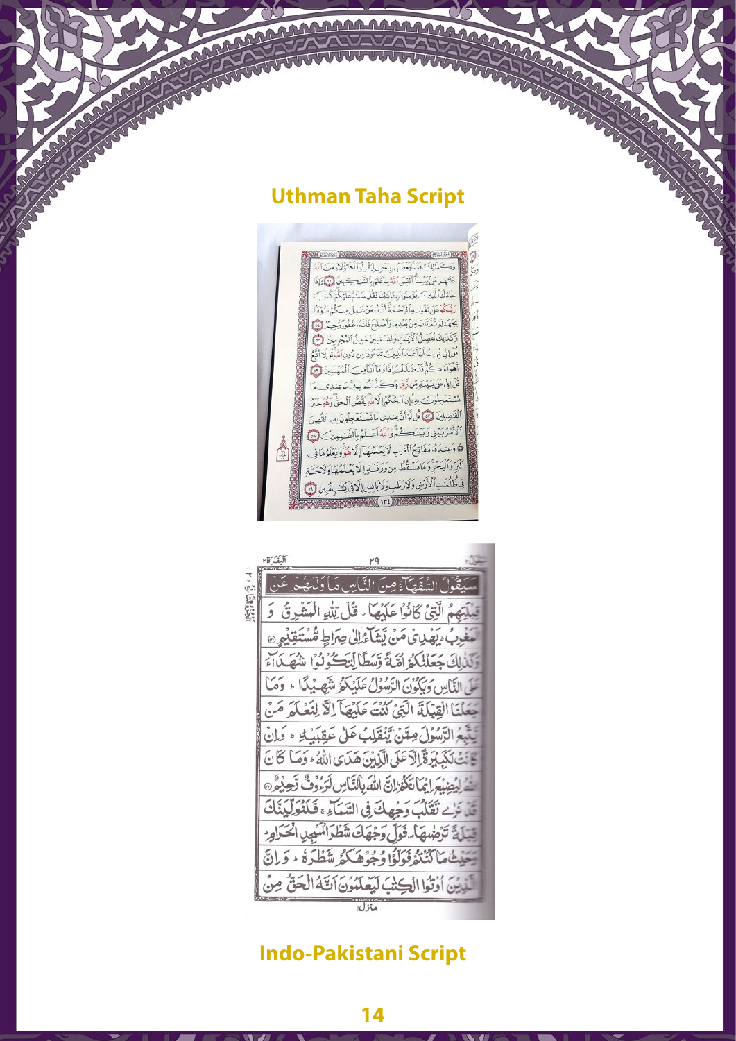## Uthman Taha Script

## Indo-Pakistani Script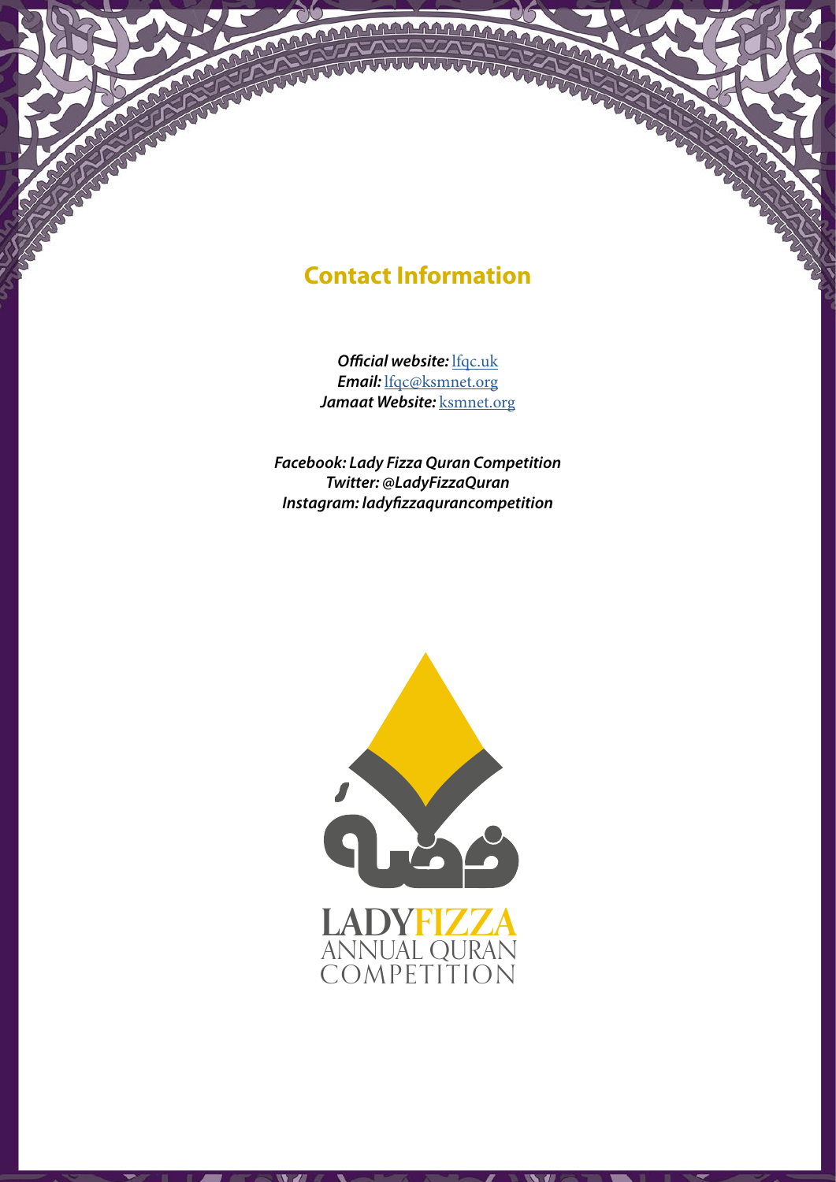## Contact Information

***Official website:*** lfqc.uk
***Email:*** lfqc@ksmnet.org
***Jamaat Website:*** ksmnet.org

***Facebook: Lady Fizza Quran Competition***
***Twitter: @LadyFizzaQuran***
***Instagram: ladyfizzaqurancompetition***

LADYFIZZA
ANNUAL QURAN
COMPETITION